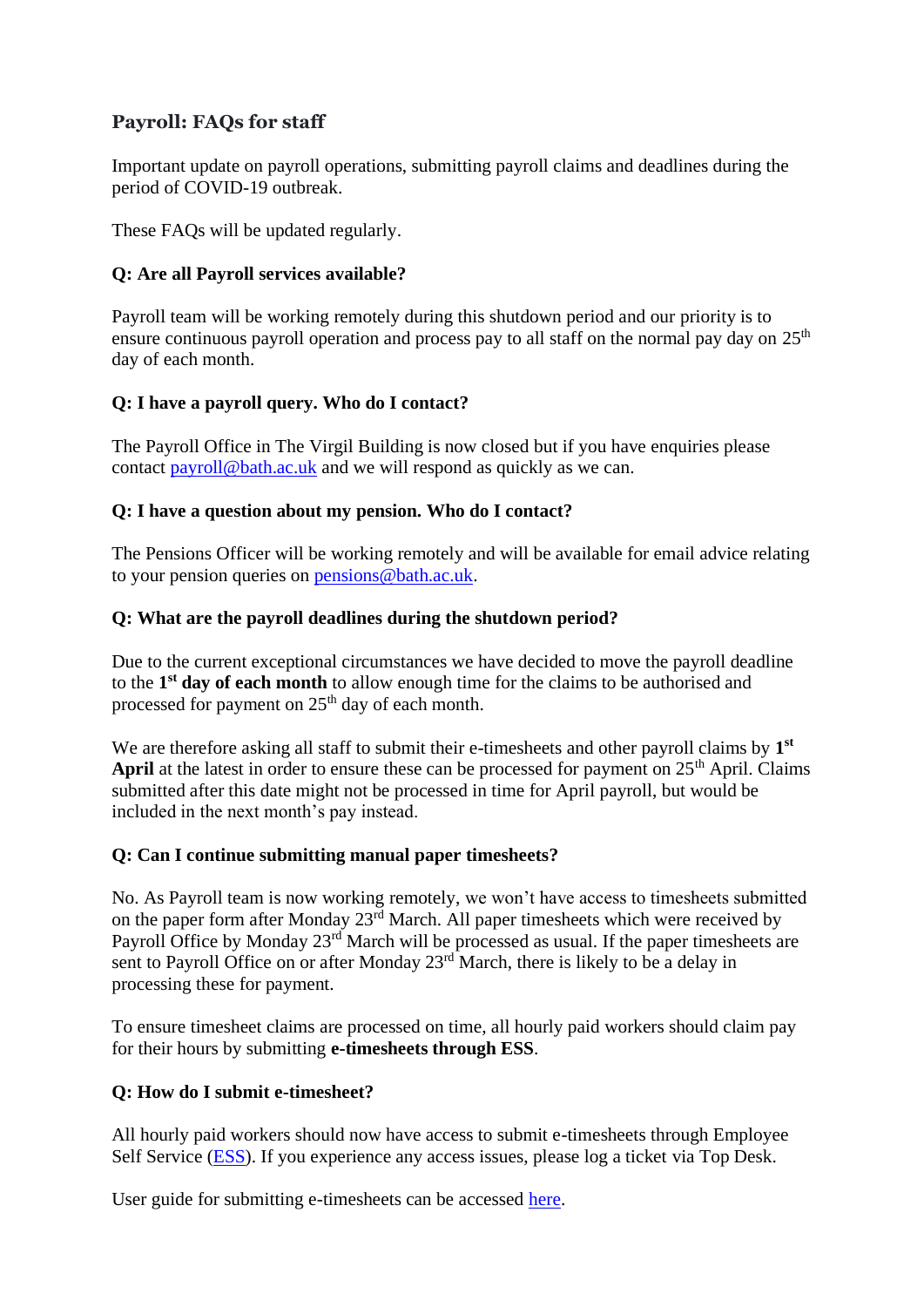## Payroll: FAQs for staff

Important update on payroll operations, submitting payroll claims and deadlines during the period of COVID-19 outbreak.

These FAQs will be updated regularly.

**Q: Are all Payroll services available?**

Payroll team will be working remotely during this shutdown period and our priority is to ensure continuous payroll operation and process pay to all staff on the normal pay day on 25th day of each month.

**Q: I have a payroll query. Who do I contact?**

The Payroll Office in The Virgil Building is now closed but if you have enquiries please contact payroll@bath.ac.uk and we will respond as quickly as we can.

**Q: I have a question about my pension. Who do I contact?**

The Pensions Officer will be working remotely and will be available for email advice relating to your pension queries on pensions@bath.ac.uk.

**Q: What are the payroll deadlines during the shutdown period?**

Due to the current exceptional circumstances we have decided to move the payroll deadline to the **1st day of each month** to allow enough time for the claims to be authorised and processed for payment on 25th day of each month.

We are therefore asking all staff to submit their e-timesheets and other payroll claims by **1st April** at the latest in order to ensure these can be processed for payment on 25th April. Claims submitted after this date might not be processed in time for April payroll, but would be included in the next month's pay instead.

**Q: Can I continue submitting manual paper timesheets?**

No. As Payroll team is now working remotely, we won't have access to timesheets submitted on the paper form after Monday 23rd March. All paper timesheets which were received by Payroll Office by Monday 23rd March will be processed as usual. If the paper timesheets are sent to Payroll Office on or after Monday 23rd March, there is likely to be a delay in processing these for payment.

To ensure timesheet claims are processed on time, all hourly paid workers should claim pay for their hours by submitting **e-timesheets through ESS**.

**Q: How do I submit e-timesheet?**

All hourly paid workers should now have access to submit e-timesheets through Employee Self Service (ESS). If you experience any access issues, please log a ticket via Top Desk.

User guide for submitting e-timesheets can be accessed here.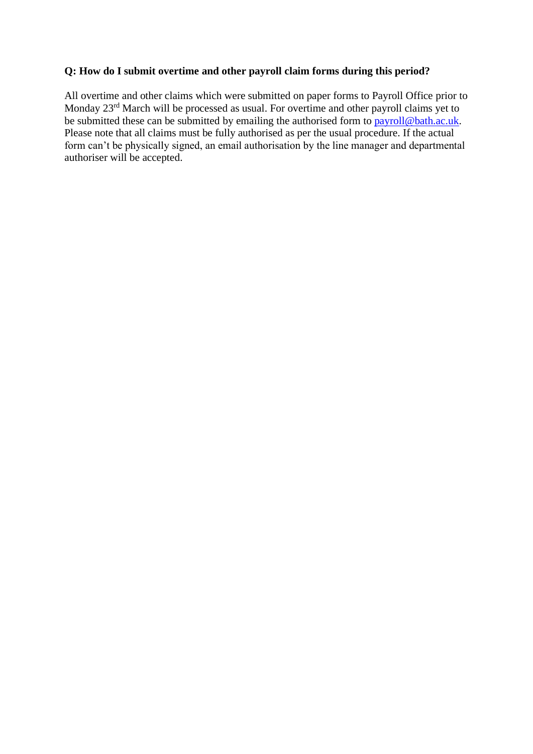**Q: How do I submit overtime and other payroll claim forms during this period?**

All overtime and other claims which were submitted on paper forms to Payroll Office prior to Monday 23rd March will be processed as usual. For overtime and other payroll claims yet to be submitted these can be submitted by emailing the authorised form to payroll@bath.ac.uk. Please note that all claims must be fully authorised as per the usual procedure. If the actual form can't be physically signed, an email authorisation by the line manager and departmental authoriser will be accepted.